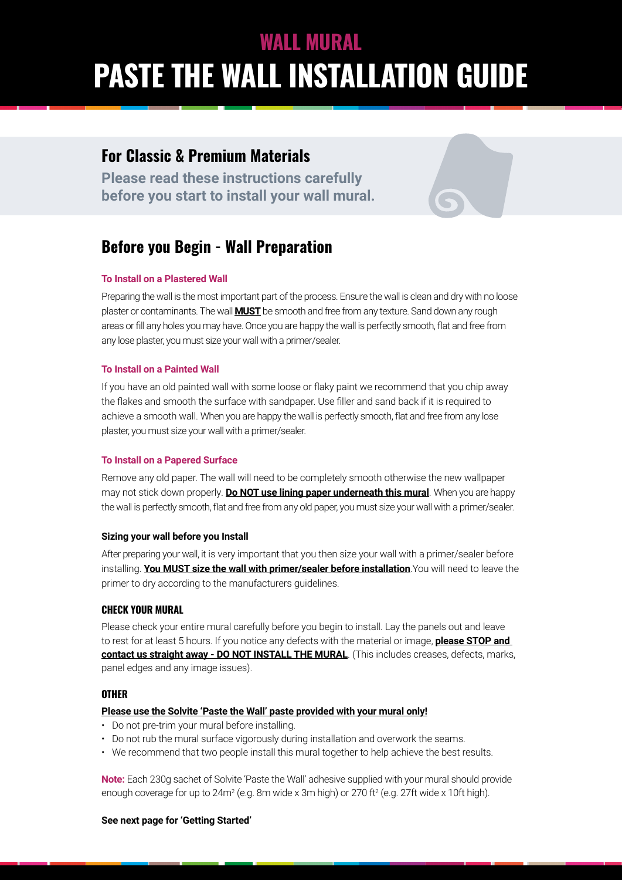## WALL MURAL

# PASTE THE WALL INSTALLATION GUIDE

## For Classic & Premium Materials

**Please read these instructions carefully before you start to install your wall mural.**

## Before you Begin - Wall Preparation

### To Install on a Plastered Wall

Preparing the wall is the most important part of the process. Ensure the wall is clean and dry with no loose plaster or contaminants. The wall **MUST** be smooth and free from any texture. Sand down any rough areas or fill any holes you may have. Once you are happy the wall is perfectly smooth, flat and free from any lose plaster, you must size your wall with a primer/sealer.

### To Install on a Painted Wall

If you have an old painted wall with some loose or flaky paint we recommend that you chip away the flakes and smooth the surface with sandpaper. Use filler and sand back if it is required to achieve a smooth wall. When you are happy the wall is perfectly smooth, flat and free from any lose plaster, you must size your wall with a primer/sealer.

### To Install on a Papered Surface

Remove any old paper. The wall will need to be completely smooth otherwise the new wallpaper may not stick down properly. **Do NOT use lining paper underneath this mural**. When you are happy the wall is perfectly smooth, flat and free from any old paper, you must size your wall with a primer/sealer.

### Sizing your wall before you Install

After preparing your wall, it is very important that you then size your wall with a primer/sealer before installing. **You MUST size the wall with primer/sealer before installation**.You will need to leave the primer to dry according to the manufacturers guidelines.

### CHECK YOUR MURAL

Please check your entire mural carefully before you begin to install. Lay the panels out and leave to rest for at least 5 hours. If you notice any defects with the material or image, **please STOP and contact us straight away - DO NOT INSTALL THE MURAL**. (This includes creases, defects, marks, panel edges and any image issues).

### OTHER

**Please use the Solvite 'Paste the Wall' paste provided with your mural only!**

- Do not pre-trim your mural before installing.
- Do not rub the mural surface vigorously during installation and overwork the seams.
- We recommend that two people install this mural together to help achieve the best results.

**Note:** Each 230g sachet of Solvite 'Paste the Wall' adhesive supplied with your mural should provide enough coverage for up to 24m² (e.g. 8m wide x 3m high) or 270 ft² (e.g. 27ft wide x 10ft high).

**See next page for 'Getting Started'**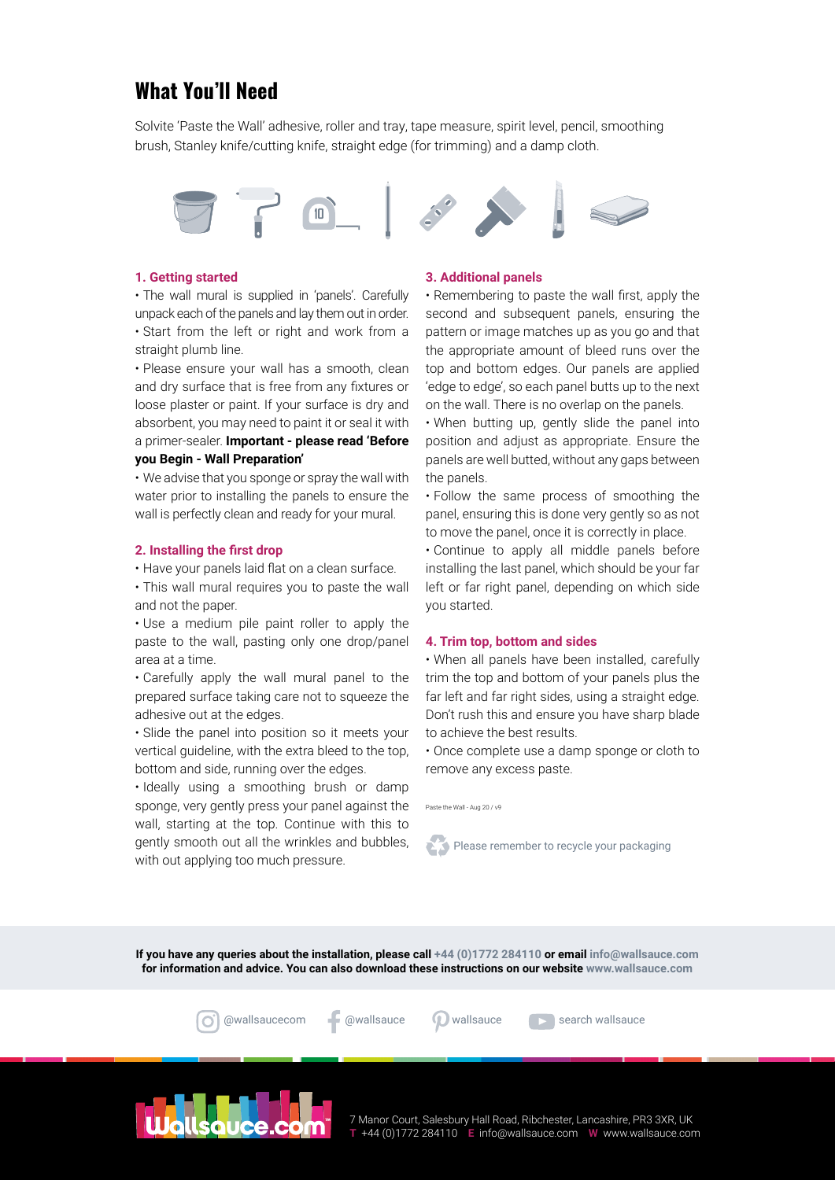# What You'll Need

Solvite 'Paste the Wall' adhesive, roller and tray, tape measure, spirit level, pencil, smoothing brush, Stanley knife/cutting knife, straight edge (for trimming) and a damp cloth.

### 1. Getting started

- The wall mural is supplied in 'panels'. Carefully unpack each of the panels and lay them out in order.
- Start from the left or right and work from a straight plumb line.
- Please ensure your wall has a smooth, clean and dry surface that is free from any fixtures or loose plaster or paint. If your surface is dry and absorbent, you may need to paint it or seal it with a primer-sealer. **Important - please read 'Before you Begin - Wall Preparation'**
- We advise that you sponge or spray the wall with water prior to installing the panels to ensure the wall is perfectly clean and ready for your mural.

### 2. Installing the first drop

- Have your panels laid flat on a clean surface.
- This wall mural requires you to paste the wall and not the paper.
- Use a medium pile paint roller to apply the paste to the wall, pasting only one drop/panel area at a time.
- Carefully apply the wall mural panel to the prepared surface taking care not to squeeze the adhesive out at the edges.
- Slide the panel into position so it meets your vertical guideline, with the extra bleed to the top, bottom and side, running over the edges.
- Ideally using a smoothing brush or damp sponge, very gently press your panel against the wall, starting at the top. Continue with this to gently smooth out all the wrinkles and bubbles, with out applying too much pressure.

### 3. Additional panels

- Remembering to paste the wall first, apply the second and subsequent panels, ensuring the pattern or image matches up as you go and that the appropriate amount of bleed runs over the top and bottom edges. Our panels are applied 'edge to edge', so each panel butts up to the next on the wall. There is no overlap on the panels.
- When butting up, gently slide the panel into position and adjust as appropriate. Ensure the panels are well butted, without any gaps between the panels.
- Follow the same process of smoothing the panel, ensuring this is done very gently so as not to move the panel, once it is correctly in place.
- Continue to apply all middle panels before installing the last panel, which should be your far left or far right panel, depending on which side you started.

### 4. Trim top, bottom and sides

- When all panels have been installed, carefully trim the top and bottom of your panels plus the far left and far right sides, using a straight edge. Don't rush this and ensure you have sharp blade to achieve the best results.
- Once complete use a damp sponge or cloth to remove any excess paste.

Paste the Wall - Aug 20 / v9

Please remember to recycle your packaging

**If you have any queries about the installation, please call +44 (0)1772 284110 or email info@wallsauce.com for information and advice. You can also download these instructions on our website www.wallsauce.com**

@wallsaucecom @wallsauce wallsauce search wallsauce

Wallsauce.com

7 Manor Court, Salesbury Hall Road, Ribchester, Lancashire, PR3 3XR, UK
T +44 (0)1772 284110 E info@wallsauce.com W www.wallsauce.com